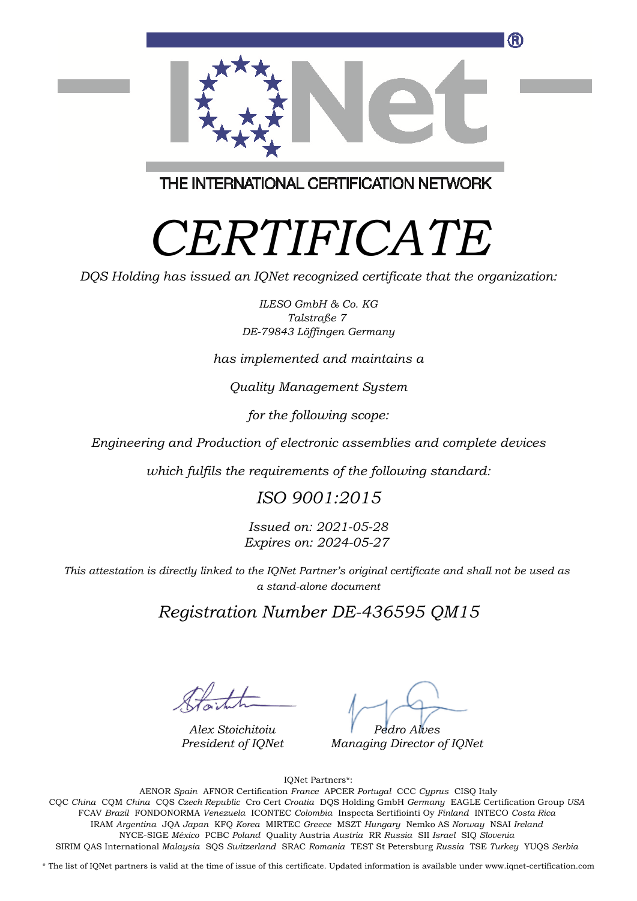THE INTERNATIONAL CERTIFICATION NETWORK

# *CERTIFICATE*

*DQS Holding has issued an IQNet recognized certificate that the organization:*

*ILESO GmbH & Co. KG*
*Talstraße 7*
*DE-79843 Löffingen Germany*

*has implemented and maintains a*

*Quality Management System*

*for the following scope:*

*Engineering and Production of electronic assemblies and complete devices*

*which fulfils the requirements of the following standard:*

## *ISO 9001:2015*

*Issued on: 2021-05-28*
*Expires on: 2024-05-27*

*This attestation is directly linked to the IQNet Partner's original certificate and shall not be used as a stand-alone document*

## *Registration Number DE-436595 QM15*

*Alex Stoichitoiu*
*President of IQNet*

*Pedro Alves*
*Managing Director of IQNet*

IQNet Partners*:

AENOR *Spain* AFNOR Certification *France* APCER *Portugal* CCC *Cyprus* CISQ Italy
CQC *China* CQM *China* CQS *Czech Republic* Cro Cert *Croatia* DQS Holding GmbH *Germany* EAGLE Certification Group *USA*
FCAV *Brazil* FONDONORMA *Venezuela* ICONTEC *Colombia* Inspecta Sertifiointi Oy *Finland* INTECO *Costa Rica*
IRAM *Argentina* JQA *Japan* KFQ *Korea* MIRTEC *Greece* MSZT *Hungary* Nemko AS *Norway* NSAI *Ireland*
NYCE-SIGE *México* PCBC *Poland* Quality Austria *Austria* RR *Russia* SII *Israel* SIQ *Slovenia*
SIRIM QAS International *Malaysia* SQS *Switzerland* SRAC *Romania* TEST St Petersburg *Russia* TSE *Turkey* YUQS *Serbia*

* The list of IQNet partners is valid at the time of issue of this certificate. Updated information is available under www.iqnet-certification.com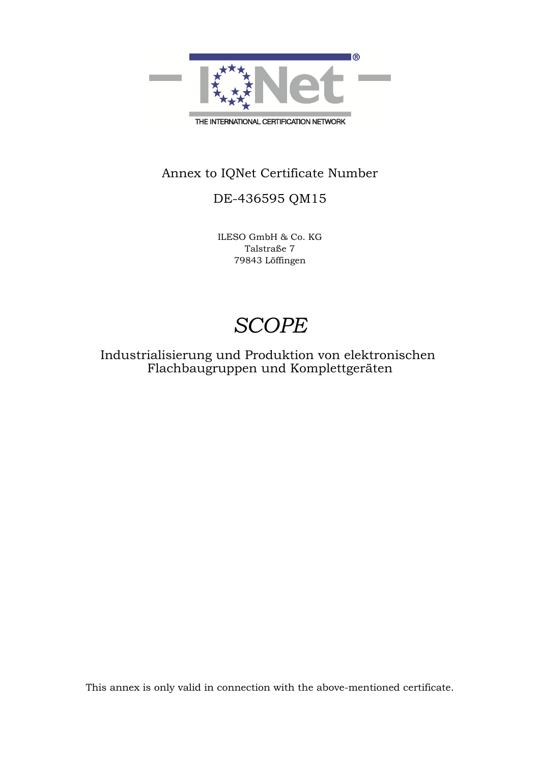Annex to IQNet Certificate Number

DE-436595 QM15

ILESO GmbH & Co. KG
Talstraße 7
79843 Löffingen

# *SCOPE*

Industrialisierung und Produktion von elektronischen Flachbaugruppen und Komplettgeräten

This annex is only valid in connection with the above-mentioned certificate.